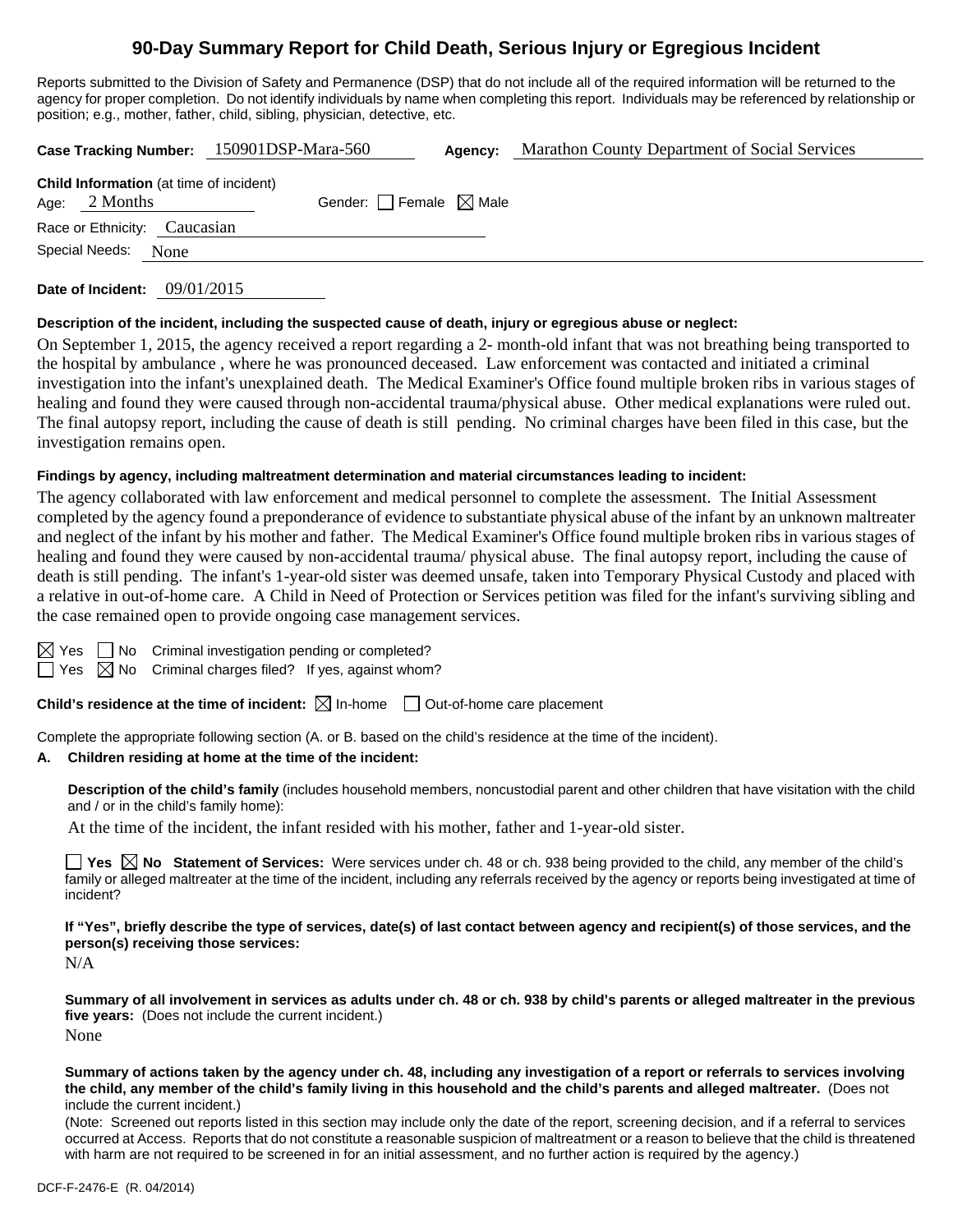# 90-Day Summary Report for Child Death, Serious Injury or Egregious Incident

Reports submitted to the Division of Safety and Permanence (DSP) that do not include all of the required information will be returned to the agency for proper completion. Do not identify individuals by name when completing this report. Individuals may be referenced by relationship or position; e.g., mother, father, child, sibling, physician, detective, etc.

**Case Tracking Number:** 150901DSP-Mara-560 **Agency:** Marathon County Department of Social Services

**Child Information** (at time of incident)
Age: 2 Months Gender: ☐ Female ☒ Male
Race or Ethnicity: Caucasian
Special Needs: None

**Date of Incident:** 09/01/2015

**Description of the incident, including the suspected cause of death, injury or egregious abuse or neglect:**

On September 1, 2015, the agency received a report regarding a 2- month-old infant that was not breathing being transported to the hospital by ambulance , where he was pronounced deceased. Law enforcement was contacted and initiated a criminal investigation into the infant's unexplained death. The Medical Examiner's Office found multiple broken ribs in various stages of healing and found they were caused through non-accidental trauma/physical abuse. Other medical explanations were ruled out. The final autopsy report, including the cause of death is still pending. No criminal charges have been filed in this case, but the investigation remains open.

**Findings by agency, including maltreatment determination and material circumstances leading to incident:**

The agency collaborated with law enforcement and medical personnel to complete the assessment. The Initial Assessment completed by the agency found a preponderance of evidence to substantiate physical abuse of the infant by an unknown maltreater and neglect of the infant by his mother and father. The Medical Examiner's Office found multiple broken ribs in various stages of healing and found they were caused by non-accidental trauma/ physical abuse. The final autopsy report, including the cause of death is still pending. The infant's 1-year-old sister was deemed unsafe, taken into Temporary Physical Custody and placed with a relative in out-of-home care. A Child in Need of Protection or Services petition was filed for the infant's surviving sibling and the case remained open to provide ongoing case management services.

☒ Yes ☐ No Criminal investigation pending or completed?
☐ Yes ☒ No Criminal charges filed? If yes, against whom?

**Child's residence at the time of incident:** ☒ In-home ☐ Out-of-home care placement

Complete the appropriate following section (A. or B. based on the child's residence at the time of the incident).

**A. Children residing at home at the time of the incident:**

**Description of the child's family** (includes household members, noncustodial parent and other children that have visitation with the child and / or in the child's family home):

At the time of the incident, the infant resided with his mother, father and 1-year-old sister.

☐ **Yes** ☒ **No Statement of Services:** Were services under ch. 48 or ch. 938 being provided to the child, any member of the child's family or alleged maltreater at the time of the incident, including any referrals received by the agency or reports being investigated at time of incident?

**If "Yes", briefly describe the type of services, date(s) of last contact between agency and recipient(s) of those services, and the person(s) receiving those services:**

N/A

**Summary of all involvement in services as adults under ch. 48 or ch. 938 by child's parents or alleged maltreater in the previous five years:** (Does not include the current incident.)

None

**Summary of actions taken by the agency under ch. 48, including any investigation of a report or referrals to services involving the child, any member of the child's family living in this household and the child's parents and alleged maltreater.** (Does not include the current incident.)

(Note: Screened out reports listed in this section may include only the date of the report, screening decision, and if a referral to services occurred at Access. Reports that do not constitute a reasonable suspicion of maltreatment or a reason to believe that the child is threatened with harm are not required to be screened in for an initial assessment, and no further action is required by the agency.)

DCF-F-2476-E (R. 04/2014)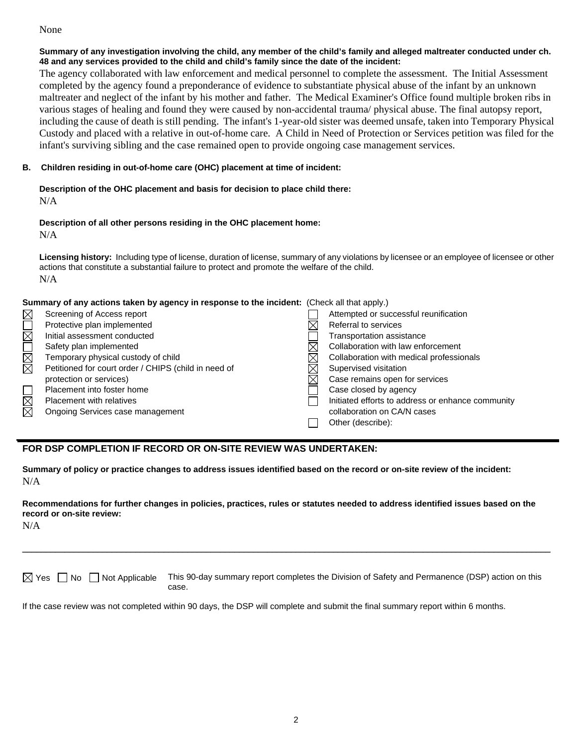None

**Summary of any investigation involving the child, any member of the child's family and alleged maltreater conducted under ch. 48 and any services provided to the child and child's family since the date of the incident:**

The agency collaborated with law enforcement and medical personnel to complete the assessment. The Initial Assessment completed by the agency found a preponderance of evidence to substantiate physical abuse of the infant by an unknown maltreater and neglect of the infant by his mother and father. The Medical Examiner's Office found multiple broken ribs in various stages of healing and found they were caused by non-accidental trauma/ physical abuse. The final autopsy report, including the cause of death is still pending. The infant's 1-year-old sister was deemed unsafe, taken into Temporary Physical Custody and placed with a relative in out-of-home care. A Child in Need of Protection or Services petition was filed for the infant's surviving sibling and the case remained open to provide ongoing case management services.

**B. Children residing in out-of-home care (OHC) placement at time of incident:**

**Description of the OHC placement and basis for decision to place child there:**

N/A

**Description of all other persons residing in the OHC placement home:**

N/A

**Licensing history:** Including type of license, duration of license, summary of any violations by licensee or an employee of licensee or other actions that constitute a substantial failure to protect and promote the welfare of the child.

N/A

**Summary of any actions taken by agency in response to the incident:** (Check all that apply.)

| | | | |
|---|---|---|---|
| ☒ | Screening of Access report | ☐ | Attempted or successful reunification |
| ☐ | Protective plan implemented | ☒ | Referral to services |
| ☒ | Initial assessment conducted | ☐ | Transportation assistance |
| ☐ | Safety plan implemented | ☒ | Collaboration with law enforcement |
| ☒ | Temporary physical custody of child | ☒ | Collaboration with medical professionals |
| ☒ | Petitioned for court order / CHIPS (child in need of protection or services) | ☒ | Supervised visitation |
| | | ☒ | Case remains open for services |
| ☐ | Placement into foster home | ☐ | Case closed by agency |
| ☒ | Placement with relatives | ☐ | Initiated efforts to address or enhance community collaboration on CA/N cases |
| ☒ | Ongoing Services case management | ☐ | Other (describe): |

## FOR DSP COMPLETION IF RECORD OR ON-SITE REVIEW WAS UNDERTAKEN:

**Summary of policy or practice changes to address issues identified based on the record or on-site review of the incident:**

N/A

**Recommendations for further changes in policies, practices, rules or statutes needed to address identified issues based on the record or on-site review:**

N/A

---

☒ Yes ☐ No ☐ Not Applicable This 90-day summary report completes the Division of Safety and Permanence (DSP) action on this case.

If the case review was not completed within 90 days, the DSP will complete and submit the final summary report within 6 months.